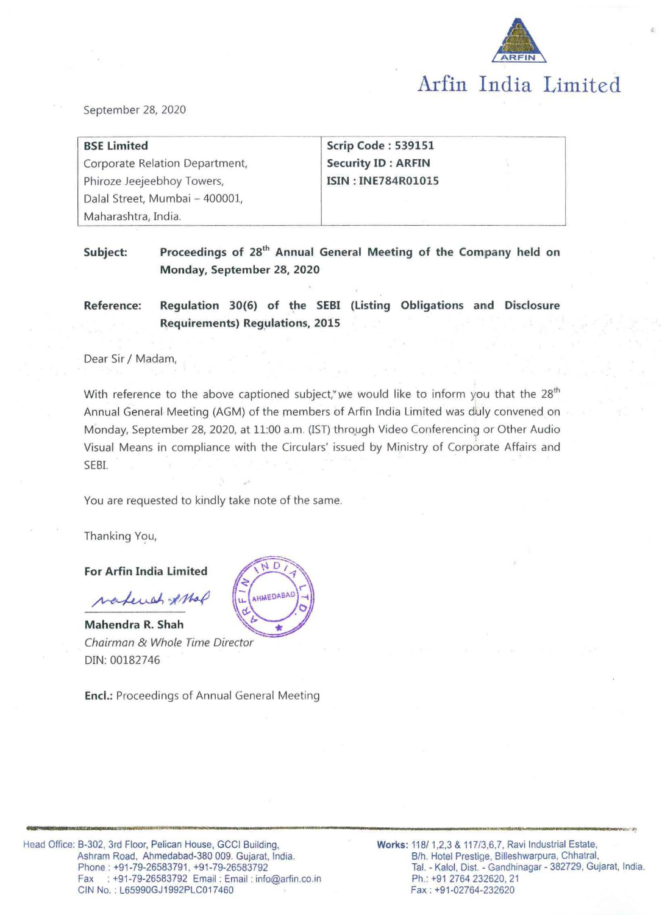# Arfin India Limited

September 28, 2020

| **BSE Limited** Corporate Relation Department, Phiroze Jeejeebhoy Towers, Dalal Street, Mumbai – 400001, Maharashtra, India. | **Scrip Code : 539151** **Security ID : ARFIN** **ISIN : INE784R01015** |
|---|---|

**Subject:** **Proceedings of 28th Annual General Meeting of the Company held on Monday, September 28, 2020**

**Reference:** **Regulation 30(6) of the SEBI (Listing Obligations and Disclosure Requirements) Regulations, 2015**

Dear Sir / Madam,

With reference to the above captioned subject, we would like to inform you that the 28th Annual General Meeting (AGM) of the members of Arfin India Limited was duly convened on Monday, September 28, 2020, at 11:00 a.m. (IST) through Video Conferencing or Other Audio Visual Means in compliance with the Circulars' issued by Ministry of Corporate Affairs and SEBI.

You are requested to kindly take note of the same.

Thanking You,

**For Arfin India Limited**

**Mahendra R. Shah**
*Chairman & Whole Time Director*
DIN: 00182746

**Encl.:** Proceedings of Annual General Meeting

Head Office: B-302, 3rd Floor, Pelican House, GCCI Building, Ashram Road, Ahmedabad-380 009. Gujarat, India. Phone : +91-79-26583791, +91-79-26583792 Fax : +91-79-26583792 Email : Email : info@arfin.co.in CIN No. : L65990GJ1992PLC017460

**Works:** 118/ 1,2,3 & 117/3,6,7, Ravi Industrial Estate, B/h. Hotel Prestige, Billeshwarpura, Chhatral, Tal. - Kalol, Dist. - Gandhinagar - 382729, Gujarat, India. Ph.: +91 2764 232620, 21 Fax : +91-02764-232620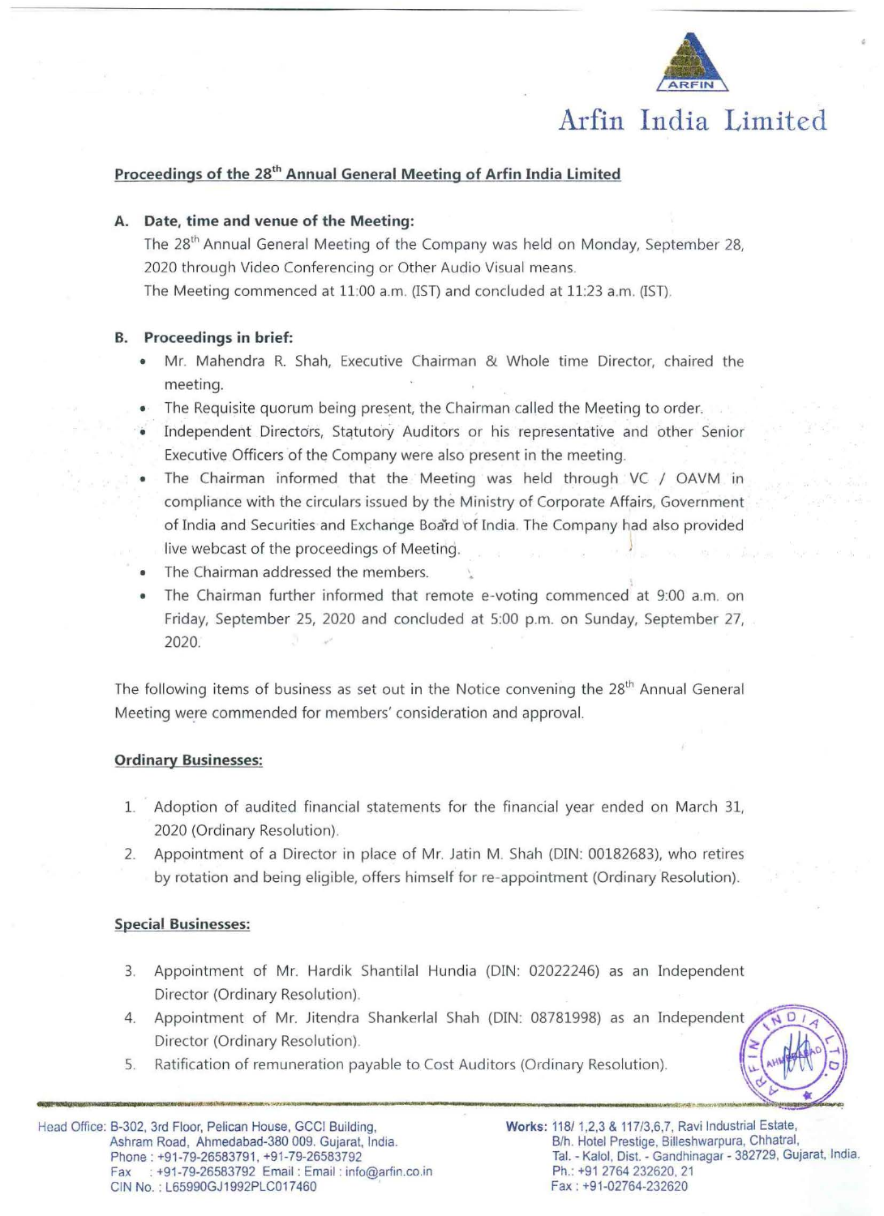# Arfin India Limited

## Proceedings of the 28th Annual General Meeting of Arfin India Limited

### A. Date, time and venue of the Meeting:

The 28th Annual General Meeting of the Company was held on Monday, September 28, 2020 through Video Conferencing or Other Audio Visual means.

The Meeting commenced at 11:00 a.m. (IST) and concluded at 11:23 a.m. (IST).

### B. Proceedings in brief:

- Mr. Mahendra R. Shah, Executive Chairman & Whole time Director, chaired the meeting.
- The Requisite quorum being present, the Chairman called the Meeting to order.
- Independent Directors, Statutory Auditors or his representative and other Senior Executive Officers of the Company were also present in the meeting.
- The Chairman informed that the Meeting was held through VC / OAVM in compliance with the circulars issued by the Ministry of Corporate Affairs, Government of India and Securities and Exchange Board of India. The Company had also provided live webcast of the proceedings of Meeting.
- The Chairman addressed the members.
- The Chairman further informed that remote e-voting commenced at 9:00 a.m. on Friday, September 25, 2020 and concluded at 5:00 p.m. on Sunday, September 27, 2020.

The following items of business as set out in the Notice convening the 28th Annual General Meeting were commended for members' consideration and approval.

**Ordinary Businesses:**

1. Adoption of audited financial statements for the financial year ended on March 31, 2020 (Ordinary Resolution).
2. Appointment of a Director in place of Mr. Jatin M. Shah (DIN: 00182683), who retires by rotation and being eligible, offers himself for re-appointment (Ordinary Resolution).

**Special Businesses:**

3. Appointment of Mr. Hardik Shantilal Hundia (DIN: 02022246) as an Independent Director (Ordinary Resolution).
4. Appointment of Mr. Jitendra Shankerlal Shah (DIN: 08781998) as an Independent Director (Ordinary Resolution).
5. Ratification of remuneration payable to Cost Auditors (Ordinary Resolution).

Head Office: B-302, 3rd Floor, Pelican House, GCCI Building, Ashram Road, Ahmedabad-380 009. Gujarat, India.
Phone : +91-79-26583791, +91-79-26583792
Fax : +91-79-26583792 Email : Email : info@arfin.co.in
CIN No. : L65990GJ1992PLC017460

Works: 118/ 1,2,3 & 117/3,6,7, Ravi Industrial Estate, B/h. Hotel Prestige, Billeshwarpura, Chhatral, Tal. - Kalol, Dist. - Gandhinagar - 382729, Gujarat, India.
Ph.: +91 2764 232620, 21
Fax : +91-02764-232620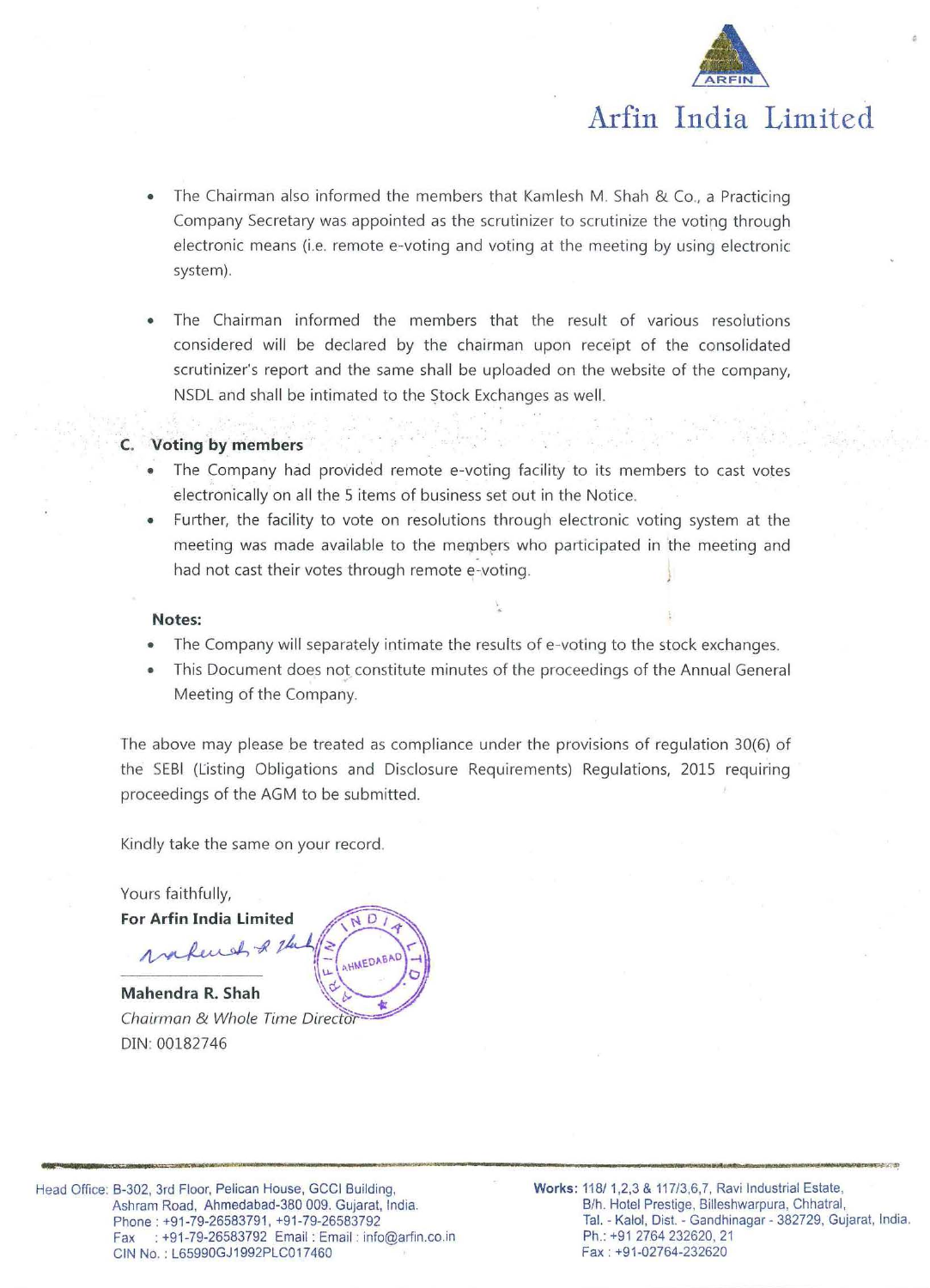# Arfin India Limited

- The Chairman also informed the members that Kamlesh M. Shah & Co., a Practicing Company Secretary was appointed as the scrutinizer to scrutinize the voting through electronic means (i.e. remote e-voting and voting at the meeting by using electronic system).

- The Chairman informed the members that the result of various resolutions considered will be declared by the chairman upon receipt of the consolidated scrutinizer's report and the same shall be uploaded on the website of the company, NSDL and shall be intimated to the Stock Exchanges as well.

**C. Voting by members**

- The Company had provided remote e-voting facility to its members to cast votes electronically on all the 5 items of business set out in the Notice.
- Further, the facility to vote on resolutions through electronic voting system at the meeting was made available to the members who participated in the meeting and had not cast their votes through remote e-voting.

**Notes:**

- The Company will separately intimate the results of e-voting to the stock exchanges.
- This Document does not constitute minutes of the proceedings of the Annual General Meeting of the Company.

The above may please be treated as compliance under the provisions of regulation 30(6) of the SEBI (Listing Obligations and Disclosure Requirements) Regulations, 2015 requiring proceedings of the AGM to be submitted.

Kindly take the same on your record.

Yours faithfully,

**For Arfin India Limited**

**Mahendra R. Shah**

*Chairman & Whole Time Director*

DIN: 00182746

Head Office: B-302, 3rd Floor, Pelican House, GCCI Building, Ashram Road, Ahmedabad-380 009. Gujarat, India.
Phone : +91-79-26583791, +91-79-26583792
Fax : +91-79-26583792 Email : Email : info@arfin.co.in
CIN No. : L65990GJ1992PLC017460

Works: 118/ 1,2,3 & 117/3,6,7, Ravi Industrial Estate, B/h. Hotel Prestige, Billeshwarpura, Chhatral, Tal. - Kalol, Dist. - Gandhinagar - 382729, Gujarat, India.
Ph.: +91 2764 232620, 21
Fax : +91-02764-232620